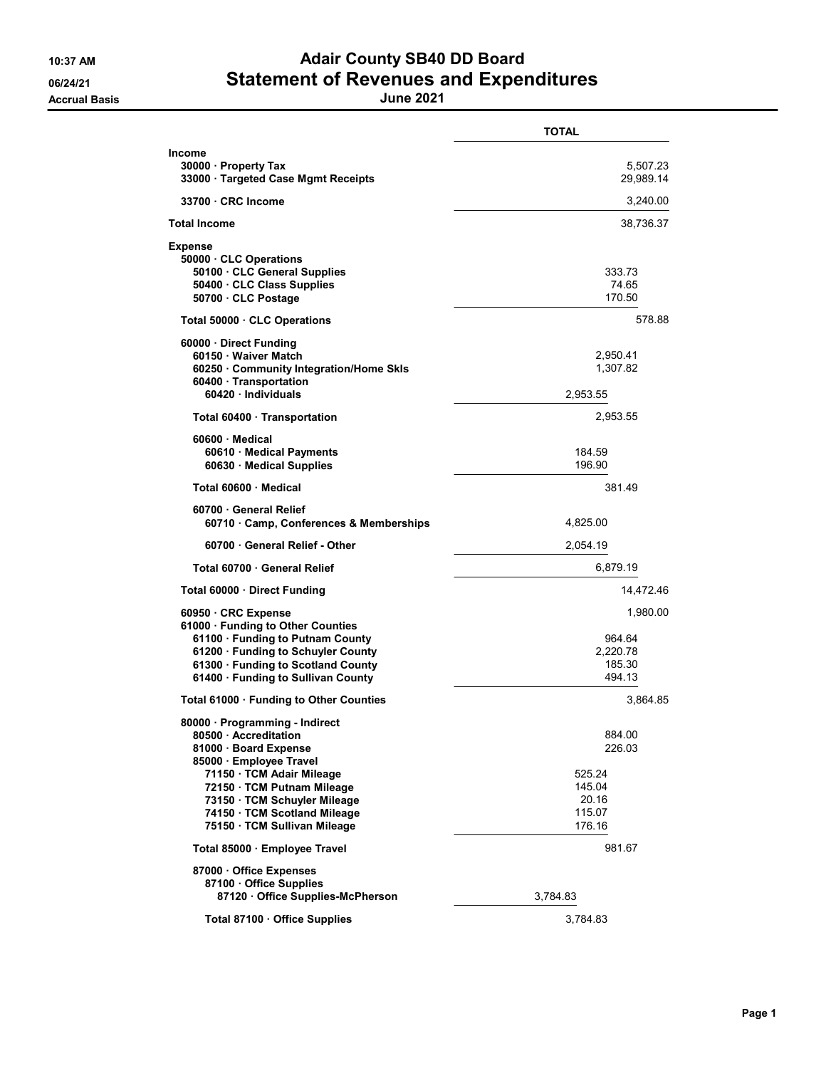# Adair County SB40 DD Board

## Statement of Revenues and Expenditures

**June 2021**

10:37 AM
06/24/21
Accrual Basis

| | TOTAL |
|---|---|
| **Income** | |
| 30000 · Property Tax | 5,507.23 |
| 33000 · Targeted Case Mgmt Receipts | 29,989.14 |
| 33700 · CRC Income | 3,240.00 |
| **Total Income** | 38,736.37 |
| **Expense** | |
| 50000 · CLC Operations | |
| 50100 · CLC General Supplies | 333.73 |
| 50400 · CLC Class Supplies | 74.65 |
| 50700 · CLC Postage | 170.50 |
| Total 50000 · CLC Operations | 578.88 |
| 60000 · Direct Funding | |
| 60150 · Waiver Match | 2,950.41 |
| 60250 · Community Integration/Home Skls | 1,307.82 |
| 60400 · Transportation | |
| 60420 · Individuals | 2,953.55 |
| Total 60400 · Transportation | 2,953.55 |
| 60600 · Medical | |
| 60610 · Medical Payments | 184.59 |
| 60630 · Medical Supplies | 196.90 |
| Total 60600 · Medical | 381.49 |
| 60700 · General Relief | |
| 60710 · Camp, Conferences & Memberships | 4,825.00 |
| 60700 · General Relief - Other | 2,054.19 |
| Total 60700 · General Relief | 6,879.19 |
| Total 60000 · Direct Funding | 14,472.46 |
| 60950 · CRC Expense | 1,980.00 |
| 61000 · Funding to Other Counties | |
| 61100 · Funding to Putnam County | 964.64 |
| 61200 · Funding to Schuyler County | 2,220.78 |
| 61300 · Funding to Scotland County | 185.30 |
| 61400 · Funding to Sullivan County | 494.13 |
| Total 61000 · Funding to Other Counties | 3,864.85 |
| 80000 · Programming - Indirect | |
| 80500 · Accreditation | 884.00 |
| 81000 · Board Expense | 226.03 |
| 85000 · Employee Travel | |
| 71150 · TCM Adair Mileage | 525.24 |
| 72150 · TCM Putnam Mileage | 145.04 |
| 73150 · TCM Schuyler Mileage | 20.16 |
| 74150 · TCM Scotland Mileage | 115.07 |
| 75150 · TCM Sullivan Mileage | 176.16 |
| Total 85000 · Employee Travel | 981.67 |
| 87000 · Office Expenses | |
| 87100 · Office Supplies | |
| 87120 · Office Supplies-McPherson | 3,784.83 |
| Total 87100 · Office Supplies | 3,784.83 |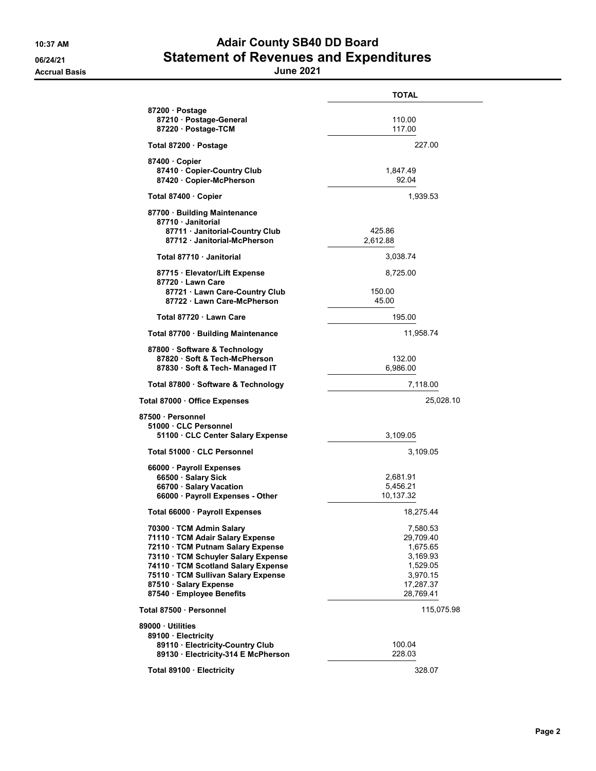# Adair County SB40 DD Board

## Statement of Revenues and Expenditures

**June 2021**

10:37 AM
06/24/21
Accrual Basis

| | | TOTAL |
|---|---|---|
| 87200 · Postage | | |
| 87210 · Postage-General | 110.00 | |
| 87220 · Postage-TCM | 117.00 | |
| **Total 87200 · Postage** | | 227.00 |
| 87400 · Copier | | |
| 87410 · Copier-Country Club | 1,847.49 | |
| 87420 · Copier-McPherson | 92.04 | |
| **Total 87400 · Copier** | | 1,939.53 |
| 87700 · Building Maintenance | | |
| 87710 · Janitorial | | |
| 87711 · Janitorial-Country Club | 425.86 | |
| 87712 · Janitorial-McPherson | 2,612.88 | |
| **Total 87710 · Janitorial** | 3,038.74 | |
| 87715 · Elevator/Lift Expense | 8,725.00 | |
| 87720 · Lawn Care | | |
| 87721 · Lawn Care-Country Club | 150.00 | |
| 87722 · Lawn Care-McPherson | 45.00 | |
| **Total 87720 · Lawn Care** | 195.00 | |
| **Total 87700 · Building Maintenance** | | 11,958.74 |
| 87800 · Software & Technology | | |
| 87820 · Soft & Tech-McPherson | 132.00 | |
| 87830 · Soft & Tech- Managed IT | 6,986.00 | |
| **Total 87800 · Software & Technology** | | 7,118.00 |
| **Total 87000 · Office Expenses** | | 25,028.10 |
| 87500 · Personnel | | |
| 51000 · CLC Personnel | | |
| 51100 · CLC Center Salary Expense | 3,109.05 | |
| **Total 51000 · CLC Personnel** | | 3,109.05 |
| 66000 · Payroll Expenses | | |
| 66500 · Salary Sick | 2,681.91 | |
| 66700 · Salary Vacation | 5,456.21 | |
| 66000 · Payroll Expenses - Other | 10,137.32 | |
| **Total 66000 · Payroll Expenses** | | 18,275.44 |
| 70300 · TCM Admin Salary | | 7,580.53 |
| 71110 · TCM Adair Salary Expense | | 29,709.40 |
| 72110 · TCM Putnam Salary Expense | | 1,675.65 |
| 73110 · TCM Schuyler Salary Expense | | 3,169.93 |
| 74110 · TCM Scotland Salary Expense | | 1,529.05 |
| 75110 · TCM Sullivan Salary Expense | | 3,970.15 |
| 87510 · Salary Expense | | 17,287.37 |
| 87540 · Employee Benefits | | 28,769.41 |
| **Total 87500 · Personnel** | | 115,075.98 |
| 89000 · Utilities | | |
| 89100 · Electricity | | |
| 89110 · Electricity-Country Club | 100.04 | |
| 89130 · Electricity-314 E McPherson | 228.03 | |
| **Total 89100 · Electricity** | | 328.07 |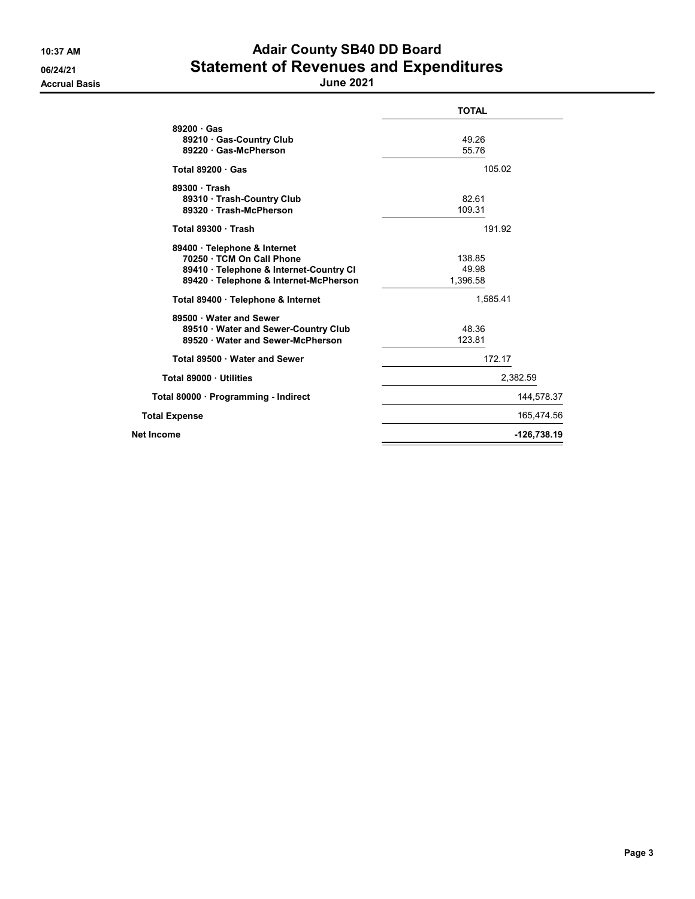# Adair County SB40 DD Board

## Statement of Revenues and Expenditures

**June 2021**

10:37 AM
06/24/21
Accrual Basis

| | TOTAL |
|---|---|
| **89200 · Gas** | |
| **89210 · Gas-Country Club** | 49.26 |
| **89220 · Gas-McPherson** | 55.76 |
| **Total 89200 · Gas** | 105.02 |
| **89300 · Trash** | |
| **89310 · Trash-Country Club** | 82.61 |
| **89320 · Trash-McPherson** | 109.31 |
| **Total 89300 · Trash** | 191.92 |
| **89400 · Telephone & Internet** | |
| **70250 · TCM On Call Phone** | 138.85 |
| **89410 · Telephone & Internet-Country Cl** | 49.98 |
| **89420 · Telephone & Internet-McPherson** | 1,396.58 |
| **Total 89400 · Telephone & Internet** | 1,585.41 |
| **89500 · Water and Sewer** | |
| **89510 · Water and Sewer-Country Club** | 48.36 |
| **89520 · Water and Sewer-McPherson** | 123.81 |
| **Total 89500 · Water and Sewer** | 172.17 |
| **Total 89000 · Utilities** | 2,382.59 |
| **Total 80000 · Programming - Indirect** | 144,578.37 |
| **Total Expense** | 165,474.56 |
| **Net Income** | **-126,738.19** |